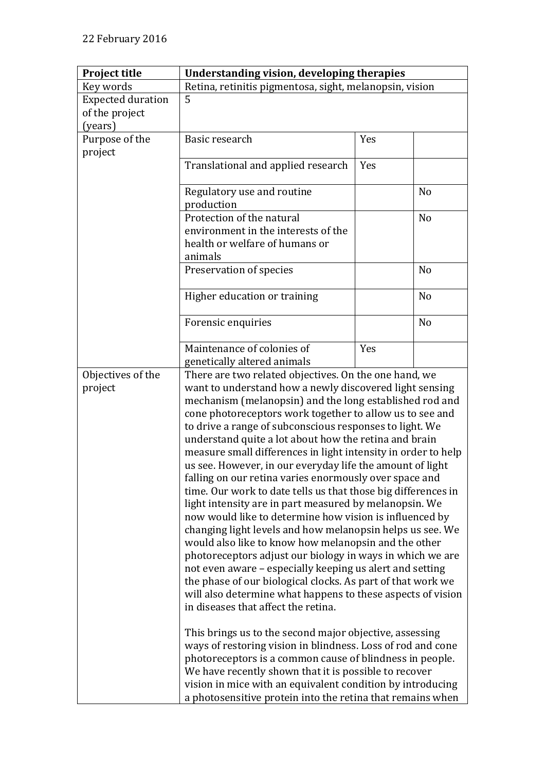22 February 2016

| Project title | **Understanding vision, developing therapies** | | |
|---|---|---|---|
| Key words | Retina, retinitis pigmentosa, sight, melanopsin, vision | | |
| Expected duration of the project (years) | 5 | | |
| Purpose of the project | Basic research | Yes | |
| | Translational and applied research | Yes | |
| | Regulatory use and routine production | | No |
| | Protection of the natural environment in the interests of the health or welfare of humans or animals | | No |
| | Preservation of species | | No |
| | Higher education or training | | No |
| | Forensic enquiries | | No |
| | Maintenance of colonies of genetically altered animals | Yes | |
| Objectives of the project | There are two related objectives. On the one hand, we want to understand how a newly discovered light sensing mechanism (melanopsin) and the long established rod and cone photoreceptors work together to allow us to see and to drive a range of subconscious responses to light. We understand quite a lot about how the retina and brain measure small differences in light intensity in order to help us see. However, in our everyday life the amount of light falling on our retina varies enormously over space and time. Our work to date tells us that those big differences in light intensity are in part measured by melanopsin. We now would like to determine how vision is influenced by changing light levels and how melanopsin helps us see. We would also like to know how melanopsin and the other photoreceptors adjust our biology in ways in which we are not even aware – especially keeping us alert and setting the phase of our biological clocks. As part of that work we will also determine what happens to these aspects of vision in diseases that affect the retina.<br><br>This brings us to the second major objective, assessing ways of restoring vision in blindness. Loss of rod and cone photoreceptors is a common cause of blindness in people. We have recently shown that it is possible to recover vision in mice with an equivalent condition by introducing a photosensitive protein into the retina that remains when | | |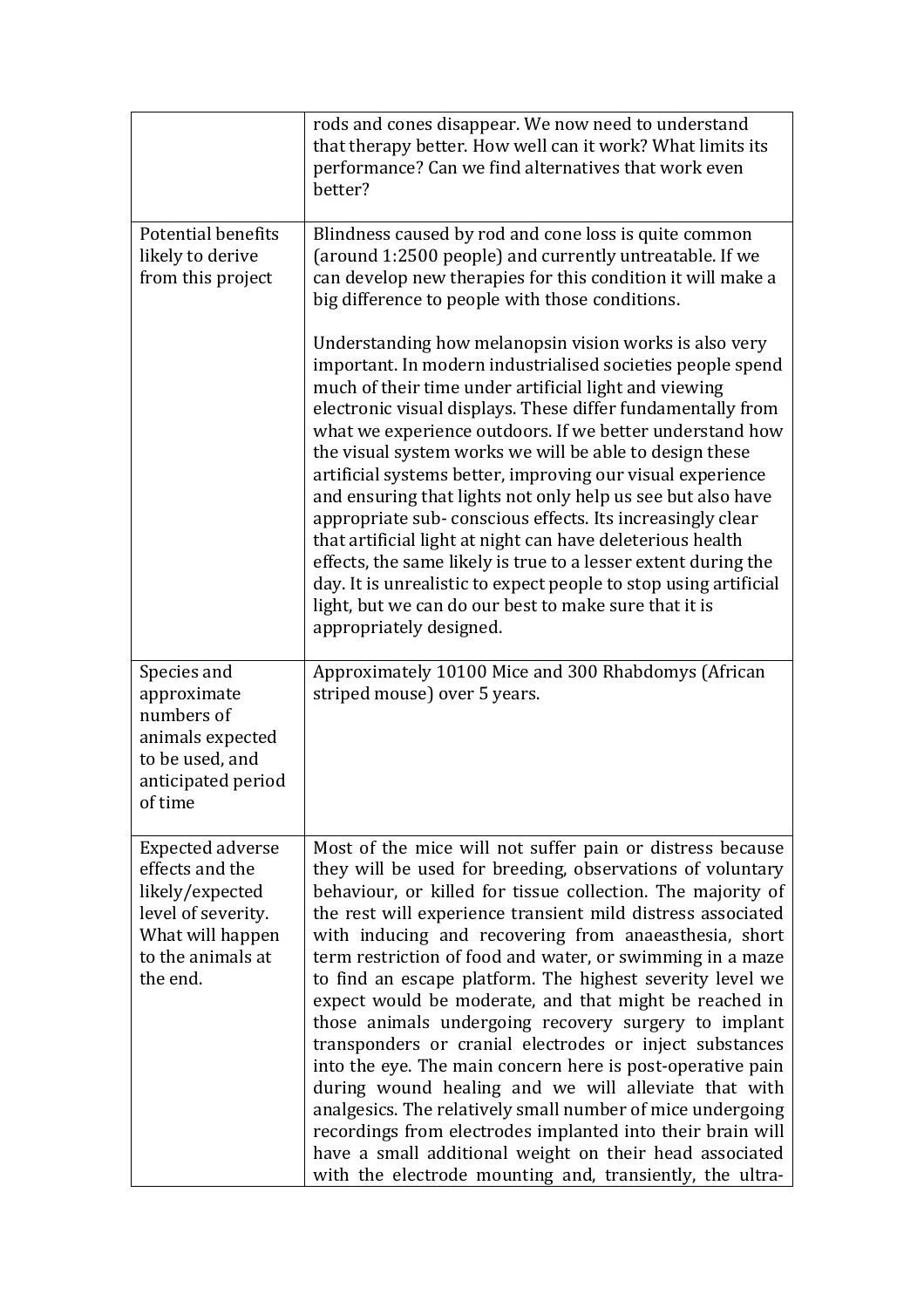|  |  |
| --- | --- |
|  | rods and cones disappear. We now need to understand that therapy better. How well can it work? What limits its performance? Can we find alternatives that work even better? |
| Potential benefits likely to derive from this project | Blindness caused by rod and cone loss is quite common (around 1:2500 people) and currently untreatable. If we can develop new therapies for this condition it will make a big difference to people with those conditions.<br><br>Understanding how melanopsin vision works is also very important. In modern industrialised societies people spend much of their time under artificial light and viewing electronic visual displays. These differ fundamentally from what we experience outdoors. If we better understand how the visual system works we will be able to design these artificial systems better, improving our visual experience and ensuring that lights not only help us see but also have appropriate sub- conscious effects. Its increasingly clear that artificial light at night can have deleterious health effects, the same likely is true to a lesser extent during the day. It is unrealistic to expect people to stop using artificial light, but we can do our best to make sure that it is appropriately designed. |
| Species and approximate numbers of animals expected to be used, and anticipated period of time | Approximately 10100 Mice and 300 Rhabdomys (African striped mouse) over 5 years. |
| Expected adverse effects and the likely/expected level of severity. What will happen to the animals at the end. | Most of the mice will not suffer pain or distress because they will be used for breeding, observations of voluntary behaviour, or killed for tissue collection. The majority of the rest will experience transient mild distress associated with inducing and recovering from anaeasthesia, short term restriction of food and water, or swimming in a maze to find an escape platform. The highest severity level we expect would be moderate, and that might be reached in those animals undergoing recovery surgery to implant transponders or cranial electrodes or inject substances into the eye. The main concern here is post-operative pain during wound healing and we will alleviate that with analgesics. The relatively small number of mice undergoing recordings from electrodes implanted into their brain will have a small additional weight on their head associated with the electrode mounting and, transiently, the ultra- |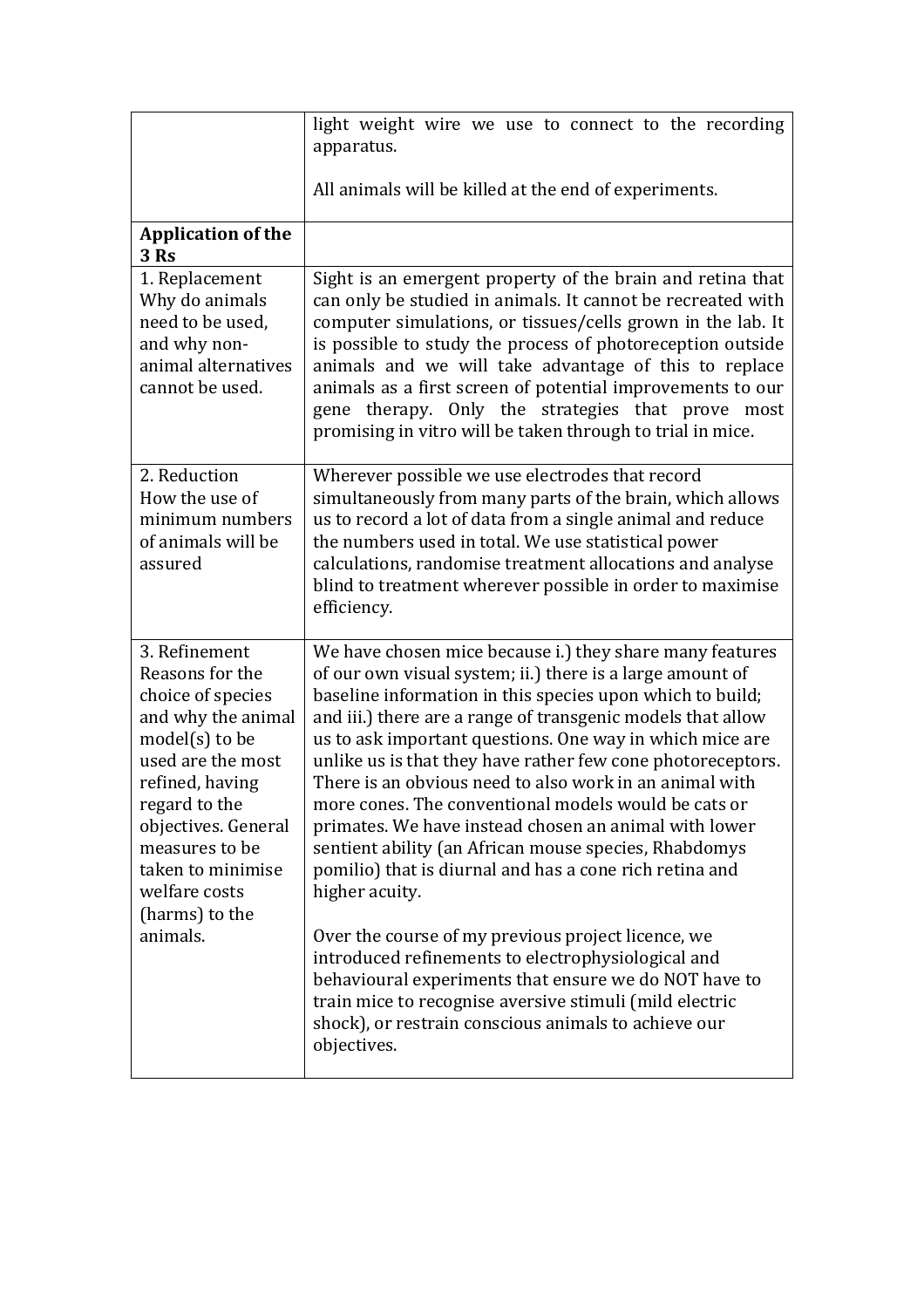| | |
|---|---|
| | light weight wire we use to connect to the recording apparatus.<br><br>All animals will be killed at the end of experiments. |
| **Application of the 3 Rs** | |
| 1. Replacement<br>Why do animals need to be used, and why non-animal alternatives cannot be used. | Sight is an emergent property of the brain and retina that can only be studied in animals. It cannot be recreated with computer simulations, or tissues/cells grown in the lab. It is possible to study the process of photoreception outside animals and we will take advantage of this to replace animals as a first screen of potential improvements to our gene therapy. Only the strategies that prove most promising in vitro will be taken through to trial in mice. |
| 2. Reduction<br>How the use of minimum numbers of animals will be assured | Wherever possible we use electrodes that record simultaneously from many parts of the brain, which allows us to record a lot of data from a single animal and reduce the numbers used in total. We use statistical power calculations, randomise treatment allocations and analyse blind to treatment wherever possible in order to maximise efficiency. |
| 3. Refinement<br>Reasons for the choice of species and why the animal model(s) to be used are the most refined, having regard to the objectives. General measures to be taken to minimise welfare costs (harms) to the animals. | We have chosen mice because i.) they share many features of our own visual system; ii.) there is a large amount of baseline information in this species upon which to build; and iii.) there are a range of transgenic models that allow us to ask important questions. One way in which mice are unlike us is that they have rather few cone photoreceptors. There is an obvious need to also work in an animal with more cones. The conventional models would be cats or primates. We have instead chosen an animal with lower sentient ability (an African mouse species, Rhabdomys pomilio) that is diurnal and has a cone rich retina and higher acuity.<br><br>Over the course of my previous project licence, we introduced refinements to electrophysiological and behavioural experiments that ensure we do NOT have to train mice to recognise aversive stimuli (mild electric shock), or restrain conscious animals to achieve our objectives. |